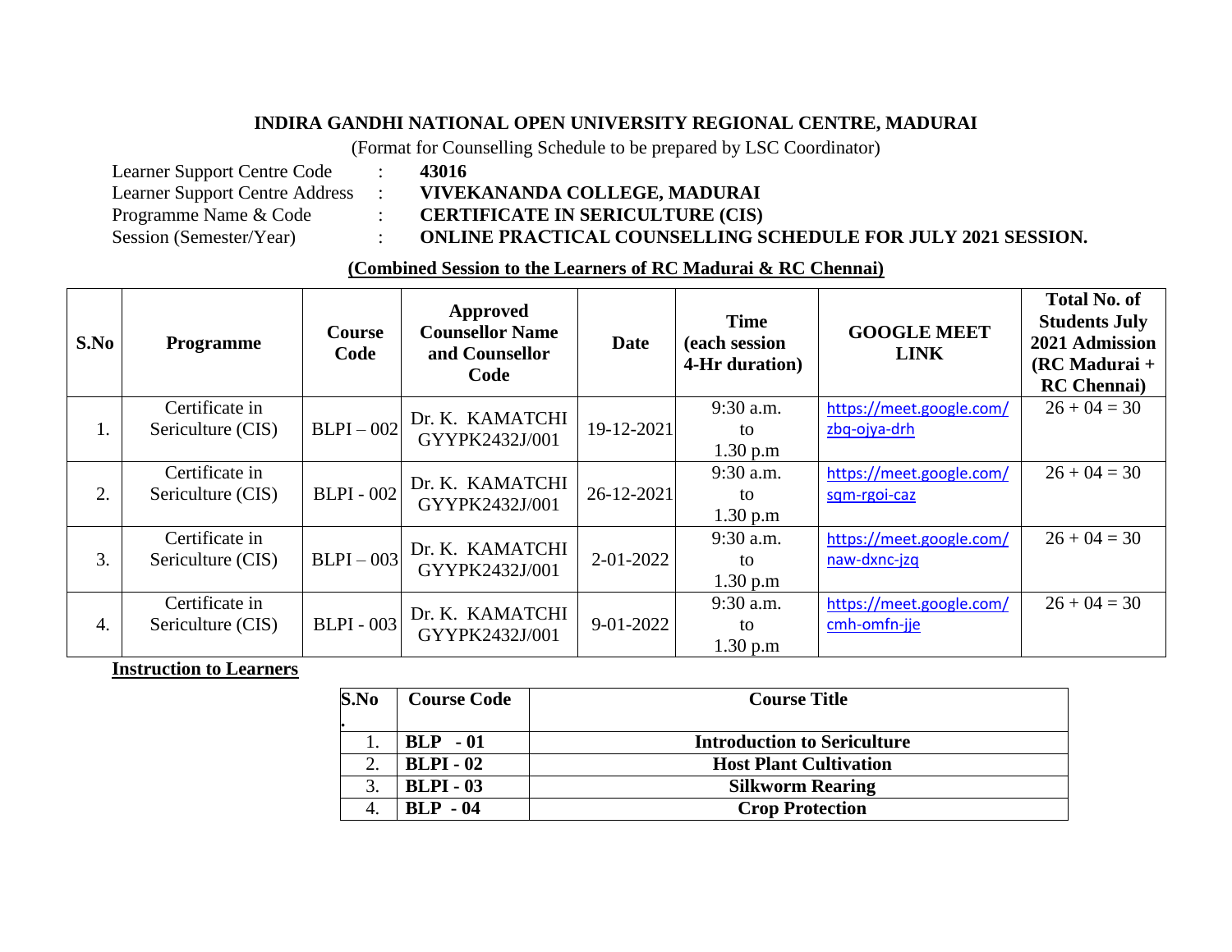**INDIRA GANDHI NATIONAL OPEN UNIVERSITY REGIONAL CENTRE, MADURAI**

(Format for Counselling Schedule to be prepared by LSC Coordinator)

Learner Support Centre Code : **43016**
Learner Support Centre Address : **VIVEKANANDA COLLEGE, MADURAI**
Programme Name & Code : **CERTIFICATE IN SERICULTURE (CIS)**
Session (Semester/Year) : **ONLINE PRACTICAL COUNSELLING SCHEDULE FOR JULY 2021 SESSION.**

**(Combined Session to the Learners of RC Madurai & RC Chennai)**

| S.No | Programme | Course Code | Approved Counsellor Name and Counsellor Code | Date | Time (each session 4-Hr duration) | GOOGLE MEET LINK | Total No. of Students July 2021 Admission (RC Madurai + RC Chennai) |
|---|---|---|---|---|---|---|---|
| 1. | Certificate in Sericulture (CIS) | BLPI – 002 | Dr. K. KAMATCHI GYYPK2432J/001 | 19-12-2021 | 9:30 a.m. to 1.30 p.m | https://meet.google.com/zbq-ojya-drh | 26 + 04 = 30 |
| 2. | Certificate in Sericulture (CIS) | BLPI - 002 | Dr. K. KAMATCHI GYYPK2432J/001 | 26-12-2021 | 9:30 a.m. to 1.30 p.m | https://meet.google.com/sqm-rgoi-caz | 26 + 04 = 30 |
| 3. | Certificate in Sericulture (CIS) | BLPI – 003 | Dr. K. KAMATCHI GYYPK2432J/001 | 2-01-2022 | 9:30 a.m. to 1.30 p.m | https://meet.google.com/naw-dxnc-jzq | 26 + 04 = 30 |
| 4. | Certificate in Sericulture (CIS) | BLPI - 003 | Dr. K. KAMATCHI GYYPK2432J/001 | 9-01-2022 | 9:30 a.m. to 1.30 p.m | https://meet.google.com/cmh-omfn-jje | 26 + 04 = 30 |

**Instruction to Learners**

| S.No. | Course Code | Course Title |
|---|---|---|
| 1. | **BLP - 01** | **Introduction to Sericulture** |
| 2. | **BLPI - 02** | **Host Plant Cultivation** |
| 3. | **BLPI - 03** | **Silkworm Rearing** |
| 4. | **BLP - 04** | **Crop Protection** |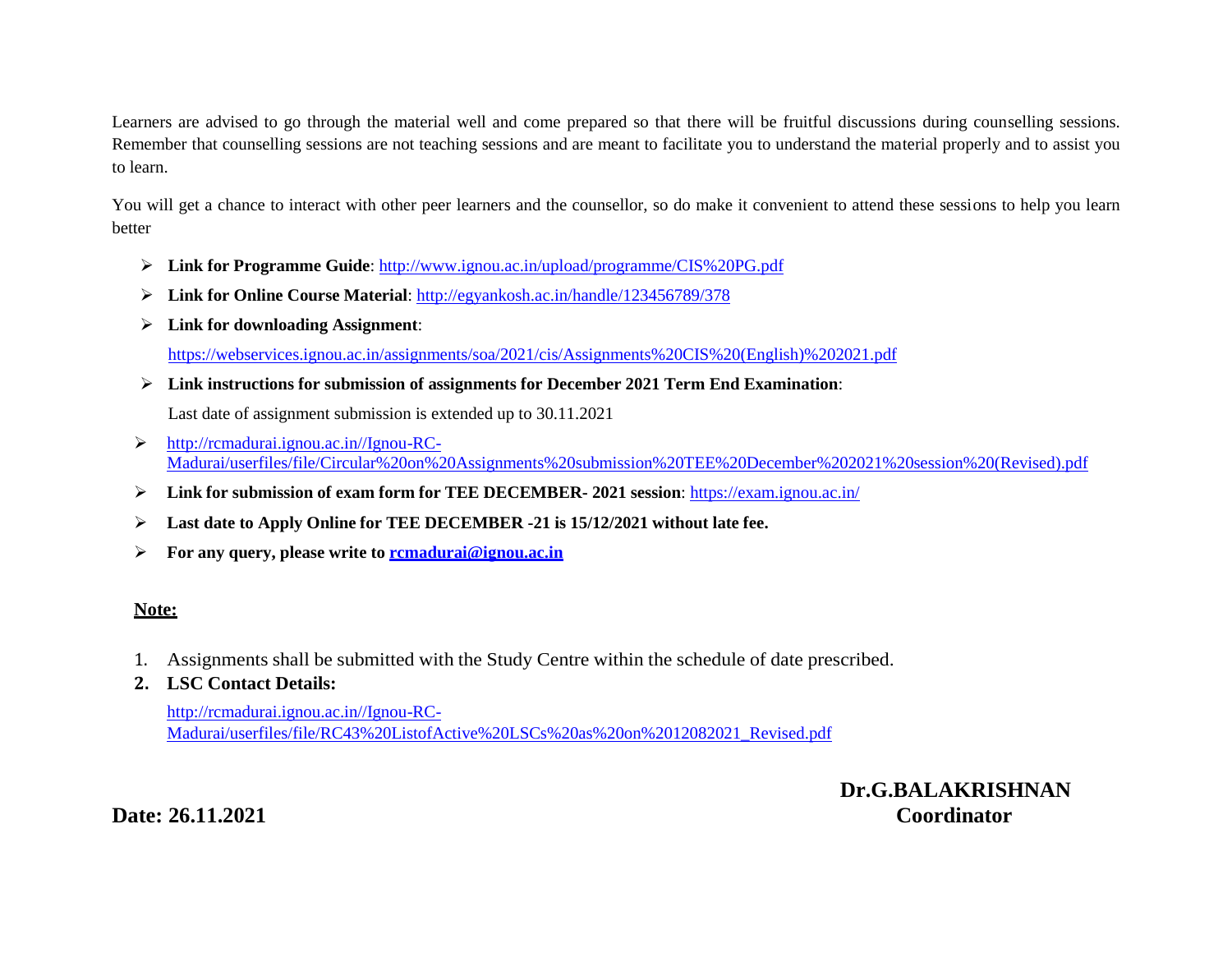Learners are advised to go through the material well and come prepared so that there will be fruitful discussions during counselling sessions. Remember that counselling sessions are not teaching sessions and are meant to facilitate you to understand the material properly and to assist you to learn.

You will get a chance to interact with other peer learners and the counsellor, so do make it convenient to attend these sessions to help you learn better

- **Link for Programme Guide**: http://www.ignou.ac.in/upload/programme/CIS%20PG.pdf
- **Link for Online Course Material**: http://egyankosh.ac.in/handle/123456789/378
- **Link for downloading Assignment**:

  https://webservices.ignou.ac.in/assignments/soa/2021/cis/Assignments%20CIS%20(English)%202021.pdf
- **Link instructions for submission of assignments for December 2021 Term End Examination**:

  Last date of assignment submission is extended up to 30.11.2021
- http://rcmadurai.ignou.ac.in//Ignou-RC-Madurai/userfiles/file/Circular%20on%20Assignments%20submission%20TEE%20December%202021%20session%20(Revised).pdf
- **Link for submission of exam form for TEE DECEMBER- 2021 session**: https://exam.ignou.ac.in/
- **Last date to Apply Online for TEE DECEMBER -21 is 15/12/2021 without late fee.**
- **For any query, please write to rcmadurai@ignou.ac.in**

**Note:**

1. Assignments shall be submitted with the Study Centre within the schedule of date prescribed.
2. **LSC Contact Details:**

   http://rcmadurai.ignou.ac.in//Ignou-RC-Madurai/userfiles/file/RC43%20ListofActive%20LSCs%20as%20on%2012082021_Revised.pdf

**Dr.G.BALAKRISHNAN**
**Coordinator**

**Date: 26.11.2021**